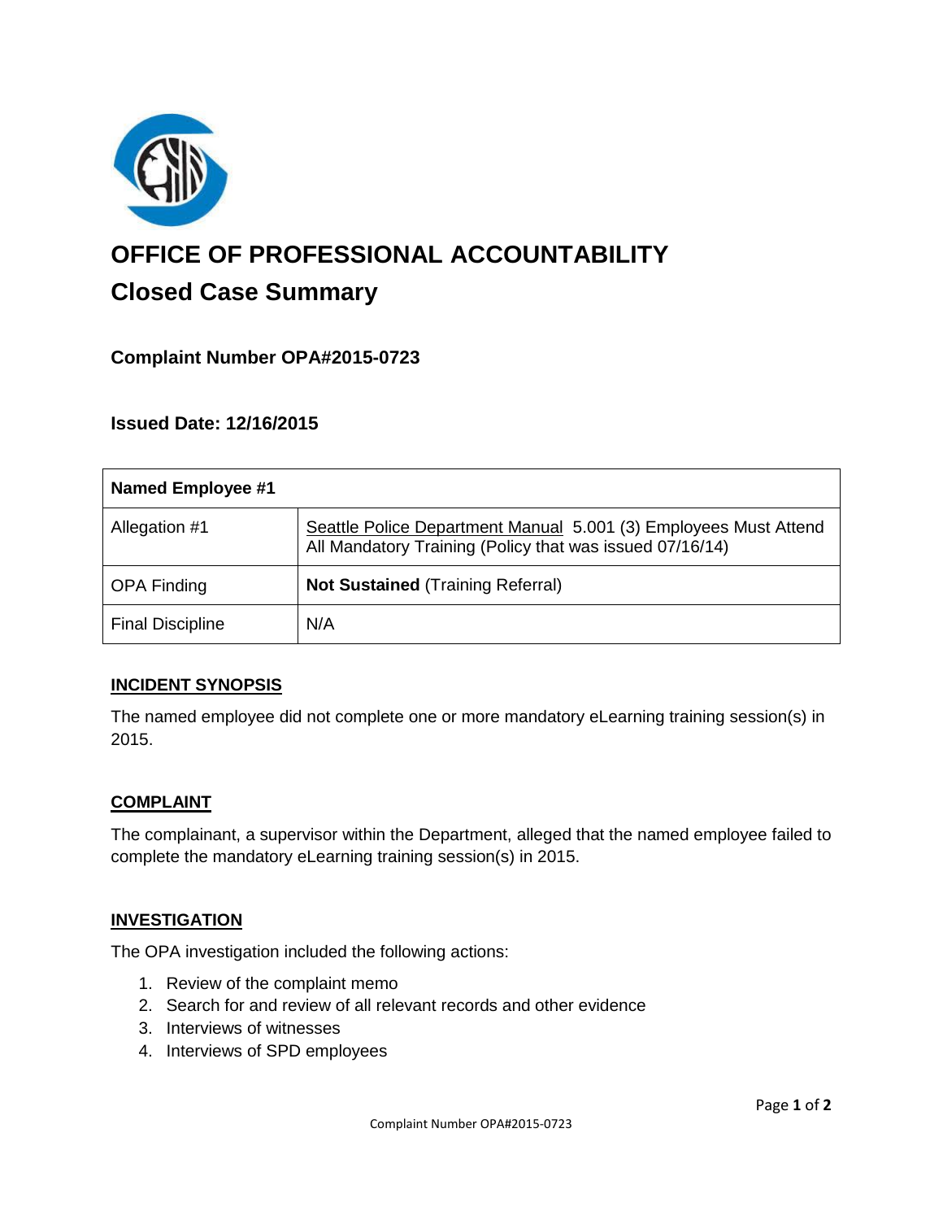# OFFICE OF PROFESSIONAL ACCOUNTABILITY

## Closed Case Summary

### Complaint Number OPA#2015-0723

### Issued Date: 12/16/2015

| Named Employee #1 | |
|---|---|
| Allegation #1 | Seattle Police Department Manual 5.001 (3) Employees Must Attend All Mandatory Training (Policy that was issued 07/16/14) |
| OPA Finding | **Not Sustained** (Training Referral) |
| Final Discipline | N/A |

#### INCIDENT SYNOPSIS

The named employee did not complete one or more mandatory eLearning training session(s) in 2015.

#### COMPLAINT

The complainant, a supervisor within the Department, alleged that the named employee failed to complete the mandatory eLearning training session(s) in 2015.

#### INVESTIGATION

The OPA investigation included the following actions:

1. Review of the complaint memo
2. Search for and review of all relevant records and other evidence
3. Interviews of witnesses
4. Interviews of SPD employees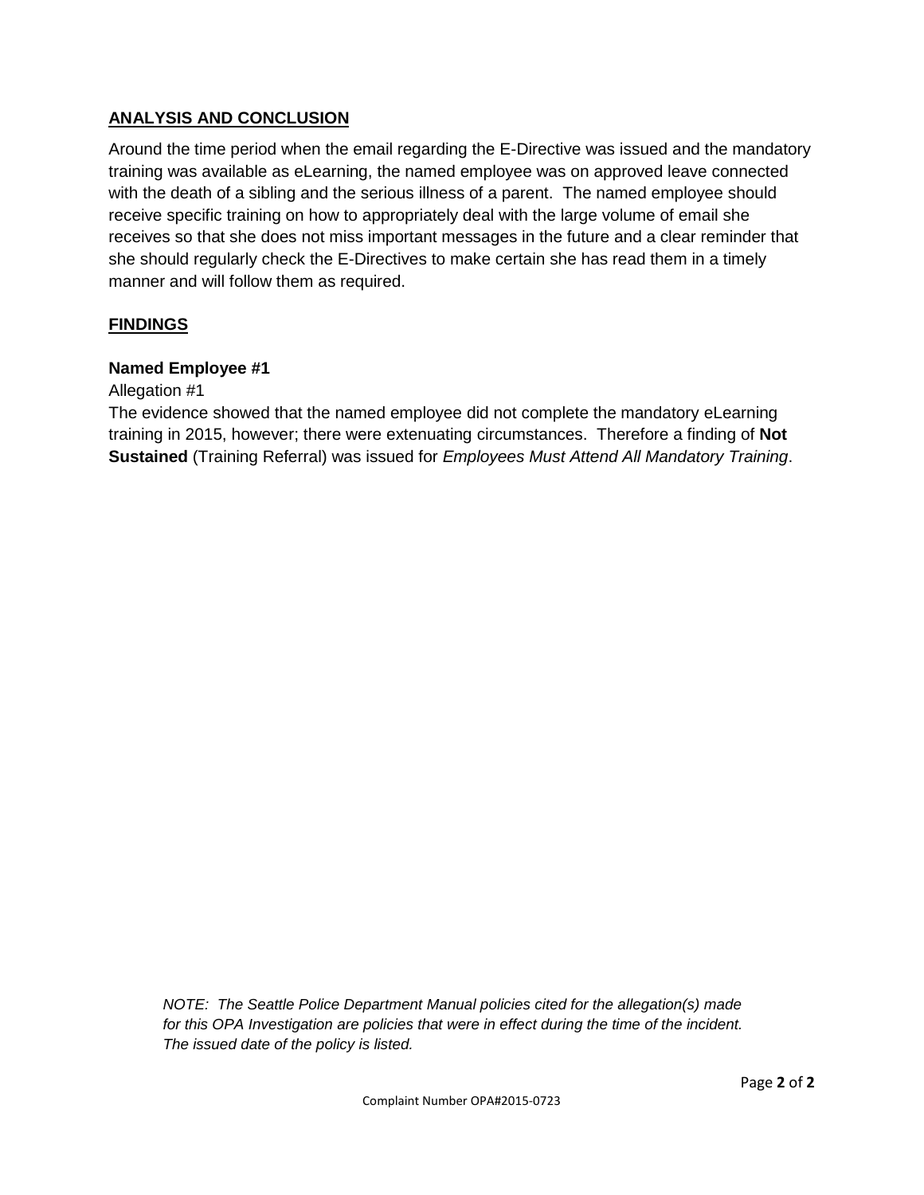## ANALYSIS AND CONCLUSION

Around the time period when the email regarding the E-Directive was issued and the mandatory training was available as eLearning, the named employee was on approved leave connected with the death of a sibling and the serious illness of a parent. The named employee should receive specific training on how to appropriately deal with the large volume of email she receives so that she does not miss important messages in the future and a clear reminder that she should regularly check the E-Directives to make certain she has read them in a timely manner and will follow them as required.

## FINDINGS

**Named Employee #1**

Allegation #1

The evidence showed that the named employee did not complete the mandatory eLearning training in 2015, however; there were extenuating circumstances. Therefore a finding of **Not Sustained** (Training Referral) was issued for *Employees Must Attend All Mandatory Training*.

*NOTE: The Seattle Police Department Manual policies cited for the allegation(s) made for this OPA Investigation are policies that were in effect during the time of the incident. The issued date of the policy is listed.*

Complaint Number OPA#2015-0723